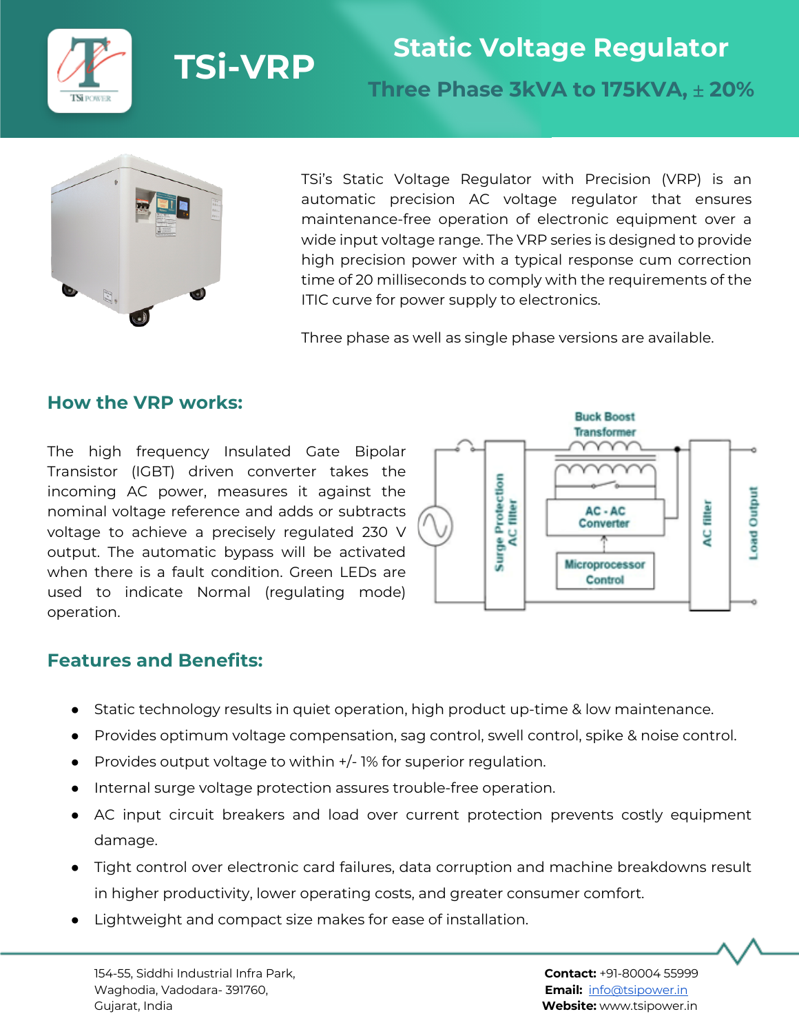# TSi-VRP

## Static Voltage Regulator

### Three Phase 3kVA to 175KVA, ± 20%

TSi's Static Voltage Regulator with Precision (VRP) is an automatic precision AC voltage regulator that ensures maintenance-free operation of electronic equipment over a wide input voltage range. The VRP series is designed to provide high precision power with a typical response cum correction time of 20 milliseconds to comply with the requirements of the ITIC curve for power supply to electronics.

Three phase as well as single phase versions are available.

## How the VRP works:

The high frequency Insulated Gate Bipolar Transistor (IGBT) driven converter takes the incoming AC power, measures it against the nominal voltage reference and adds or subtracts voltage to achieve a precisely regulated 230 V output. The automatic bypass will be activated when there is a fault condition. Green LEDs are used to indicate Normal (regulating mode) operation.

Buck Boost Transformer

Surge Protection AC filter

AC - AC Converter

Microprocessor Control

AC filter

Load Output

## Features and Benefits:

- Static technology results in quiet operation, high product up-time & low maintenance.
- Provides optimum voltage compensation, sag control, swell control, spike & noise control.
- Provides output voltage to within +/- 1% for superior regulation.
- Internal surge voltage protection assures trouble-free operation.
- AC input circuit breakers and load over current protection prevents costly equipment damage.
- Tight control over electronic card failures, data corruption and machine breakdowns result in higher productivity, lower operating costs, and greater consumer comfort.
- Lightweight and compact size makes for ease of installation.

154-55, Siddhi Industrial Infra Park,
Waghodia, Vadodara- 391760,
Gujarat, India

**Contact:** +91-80004 55999
**Email:** info@tsipower.in
**Website:** www.tsipower.in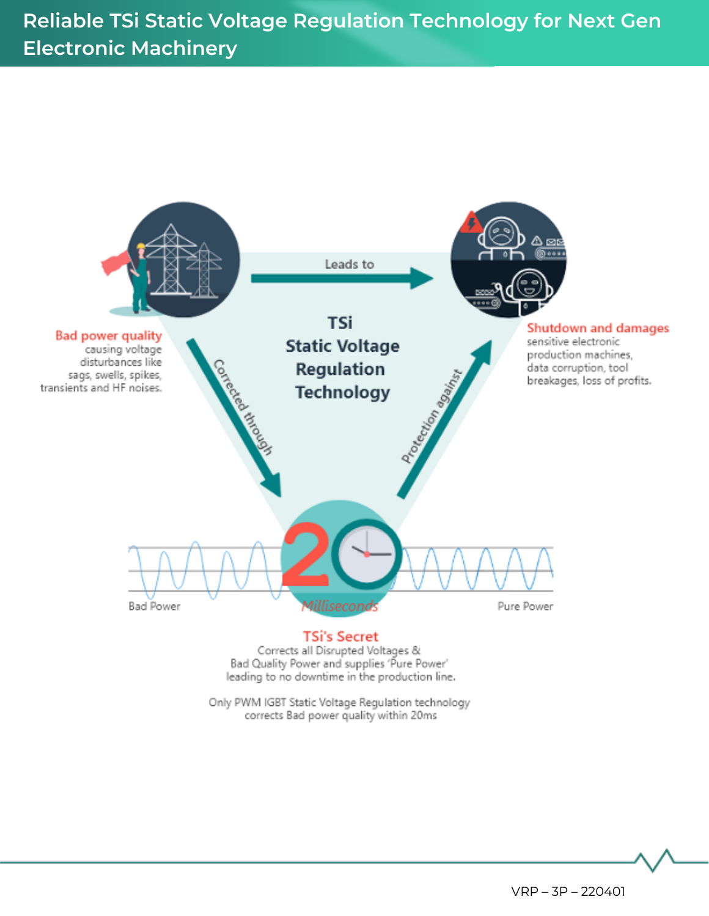# Reliable TSi Static Voltage Regulation Technology for Next Gen Electronic Machinery

**TSi Static Voltage Regulation Technology**

Leads to

Corrected through

Protection against

**Bad power quality**
causing voltage disturbances like sags, swells, spikes, transients and HF noises.

**Shutdown and damages**
sensitive electronic production machines, data corruption, tool breakages, loss of profits.

20 *Milliseconds*

Bad Power

Pure Power

**TSi's Secret**
Corrects all Disrupted Voltages & Bad Quality Power and supplies 'Pure Power' leading to no downtime in the production line.

Only PWM IGBT Static Voltage Regulation technology corrects Bad power quality within 20ms

VRP – 3P – 220401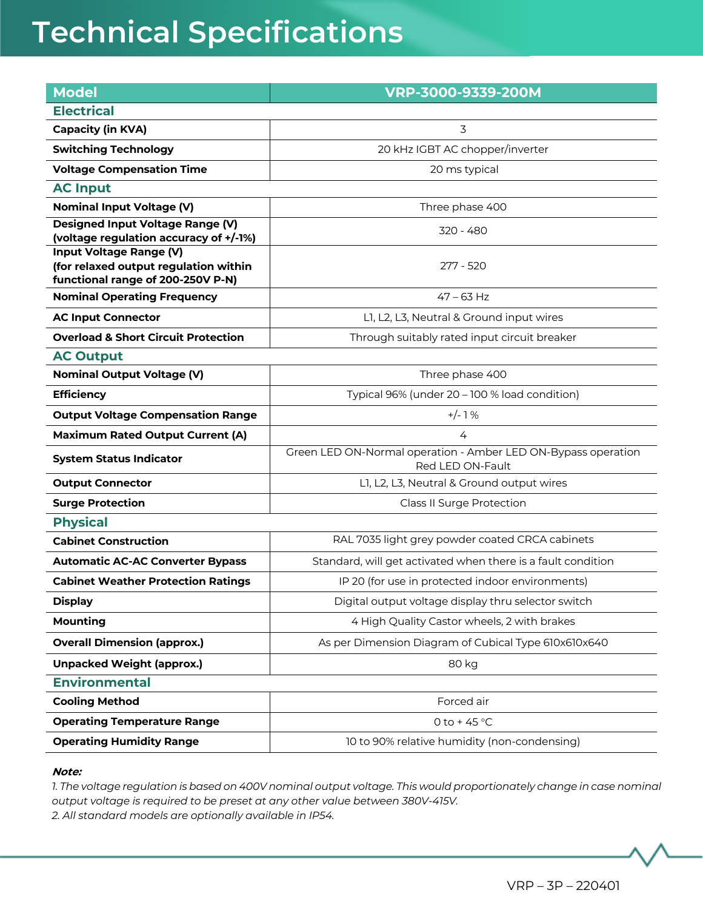# Technical Specifications

| Model | VRP-3000-9339-200M |
|---|---|
| **Electrical** | |
| **Capacity (in KVA)** | 3 |
| **Switching Technology** | 20 kHz IGBT AC chopper/inverter |
| **Voltage Compensation Time** | 20 ms typical |
| **AC Input** | |
| **Nominal Input Voltage (V)** | Three phase 400 |
| **Designed Input Voltage Range (V) (voltage regulation accuracy of +/-1%)** | 320 - 480 |
| **Input Voltage Range (V) (for relaxed output regulation within functional range of 200-250V P-N)** | 277 - 520 |
| **Nominal Operating Frequency** | 47 – 63 Hz |
| **AC Input Connector** | L1, L2, L3, Neutral & Ground input wires |
| **Overload & Short Circuit Protection** | Through suitably rated input circuit breaker |
| **AC Output** | |
| **Nominal Output Voltage (V)** | Three phase 400 |
| **Efficiency** | Typical 96% (under 20 – 100 % load condition) |
| **Output Voltage Compensation Range** | +/- 1 % |
| **Maximum Rated Output Current (A)** | 4 |
| **System Status Indicator** | Green LED ON-Normal operation - Amber LED ON-Bypass operation Red LED ON-Fault |
| **Output Connector** | L1, L2, L3, Neutral & Ground output wires |
| **Surge Protection** | Class II Surge Protection |
| **Physical** | |
| **Cabinet Construction** | RAL 7035 light grey powder coated CRCA cabinets |
| **Automatic AC-AC Converter Bypass** | Standard, will get activated when there is a fault condition |
| **Cabinet Weather Protection Ratings** | IP 20 (for use in protected indoor environments) |
| **Display** | Digital output voltage display thru selector switch |
| **Mounting** | 4 High Quality Castor wheels, 2 with brakes |
| **Overall Dimension (approx.)** | As per Dimension Diagram of Cubical Type 610x610x640 |
| **Unpacked Weight (approx.)** | 80 kg |
| **Environmental** | |
| **Cooling Method** | Forced air |
| **Operating Temperature Range** | 0 to + 45 °C |
| **Operating Humidity Range** | 10 to 90% relative humidity (non-condensing) |

***Note:***

*1. The voltage regulation is based on 400V nominal output voltage. This would proportionately change in case nominal output voltage is required to be preset at any other value between 380V-415V.*

*2. All standard models are optionally available in IP54.*

VRP – 3P – 220401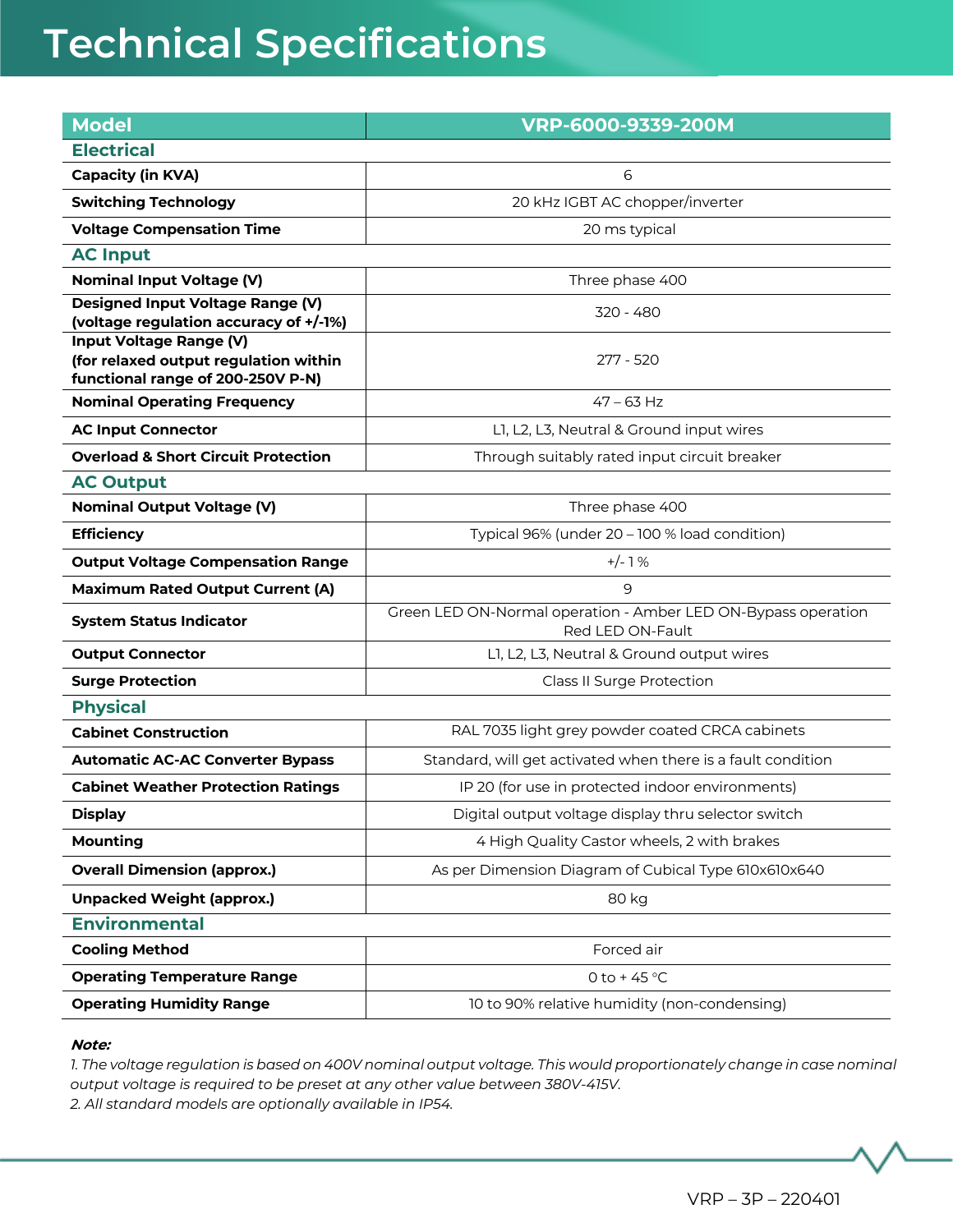# Technical Specifications

| Model | VRP-6000-9339-200M |
|---|---|
| **Electrical** | |
| **Capacity (in KVA)** | 6 |
| **Switching Technology** | 20 kHz IGBT AC chopper/inverter |
| **Voltage Compensation Time** | 20 ms typical |
| **AC Input** | |
| **Nominal Input Voltage (V)** | Three phase 400 |
| **Designed Input Voltage Range (V) (voltage regulation accuracy of +/-1%)** | 320 - 480 |
| **Input Voltage Range (V) (for relaxed output regulation within functional range of 200-250V P-N)** | 277 - 520 |
| **Nominal Operating Frequency** | 47 – 63 Hz |
| **AC Input Connector** | L1, L2, L3, Neutral & Ground input wires |
| **Overload & Short Circuit Protection** | Through suitably rated input circuit breaker |
| **AC Output** | |
| **Nominal Output Voltage (V)** | Three phase 400 |
| **Efficiency** | Typical 96% (under 20 – 100 % load condition) |
| **Output Voltage Compensation Range** | +/- 1 % |
| **Maximum Rated Output Current (A)** | 9 |
| **System Status Indicator** | Green LED ON-Normal operation - Amber LED ON-Bypass operation Red LED ON-Fault |
| **Output Connector** | L1, L2, L3, Neutral & Ground output wires |
| **Surge Protection** | Class II Surge Protection |
| **Physical** | |
| **Cabinet Construction** | RAL 7035 light grey powder coated CRCA cabinets |
| **Automatic AC-AC Converter Bypass** | Standard, will get activated when there is a fault condition |
| **Cabinet Weather Protection Ratings** | IP 20 (for use in protected indoor environments) |
| **Display** | Digital output voltage display thru selector switch |
| **Mounting** | 4 High Quality Castor wheels, 2 with brakes |
| **Overall Dimension (approx.)** | As per Dimension Diagram of Cubical Type 610x610x640 |
| **Unpacked Weight (approx.)** | 80 kg |
| **Environmental** | |
| **Cooling Method** | Forced air |
| **Operating Temperature Range** | 0 to + 45 °C |
| **Operating Humidity Range** | 10 to 90% relative humidity (non-condensing) |

***Note:***

*1. The voltage regulation is based on 400V nominal output voltage. This would proportionately change in case nominal output voltage is required to be preset at any other value between 380V-415V.*

*2. All standard models are optionally available in IP54.*

VRP – 3P – 220401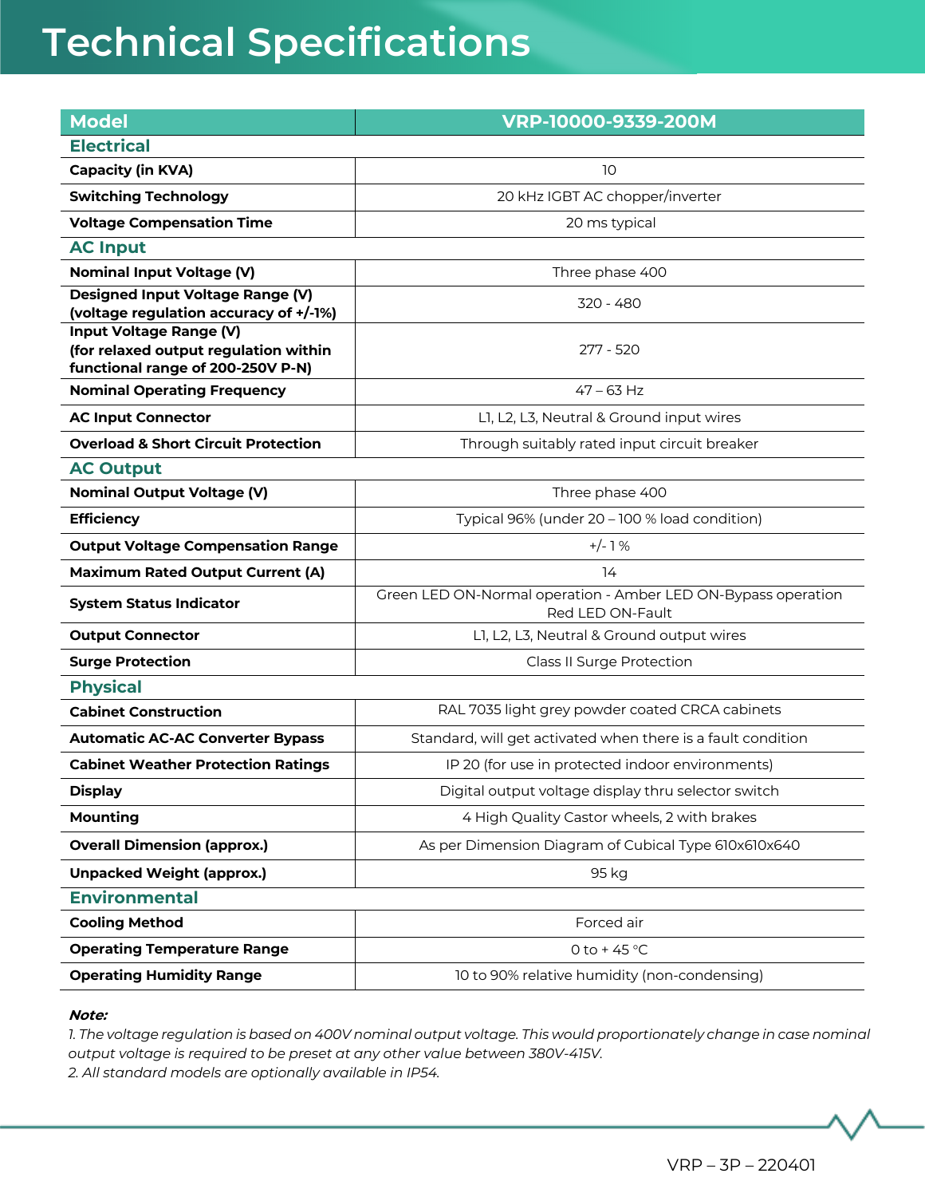# Technical Specifications

| Model | VRP-10000-9339-200M |
|---|---|
| **Electrical** | |
| **Capacity (in KVA)** | 10 |
| **Switching Technology** | 20 kHz IGBT AC chopper/inverter |
| **Voltage Compensation Time** | 20 ms typical |
| **AC Input** | |
| **Nominal Input Voltage (V)** | Three phase 400 |
| **Designed Input Voltage Range (V) (voltage regulation accuracy of +/-1%)** | 320 - 480 |
| **Input Voltage Range (V) (for relaxed output regulation within functional range of 200-250V P-N)** | 277 - 520 |
| **Nominal Operating Frequency** | 47 – 63 Hz |
| **AC Input Connector** | L1, L2, L3, Neutral & Ground input wires |
| **Overload & Short Circuit Protection** | Through suitably rated input circuit breaker |
| **AC Output** | |
| **Nominal Output Voltage (V)** | Three phase 400 |
| **Efficiency** | Typical 96% (under 20 – 100 % load condition) |
| **Output Voltage Compensation Range** | +/- 1 % |
| **Maximum Rated Output Current (A)** | 14 |
| **System Status Indicator** | Green LED ON-Normal operation - Amber LED ON-Bypass operation Red LED ON-Fault |
| **Output Connector** | L1, L2, L3, Neutral & Ground output wires |
| **Surge Protection** | Class II Surge Protection |
| **Physical** | |
| **Cabinet Construction** | RAL 7035 light grey powder coated CRCA cabinets |
| **Automatic AC-AC Converter Bypass** | Standard, will get activated when there is a fault condition |
| **Cabinet Weather Protection Ratings** | IP 20 (for use in protected indoor environments) |
| **Display** | Digital output voltage display thru selector switch |
| **Mounting** | 4 High Quality Castor wheels, 2 with brakes |
| **Overall Dimension (approx.)** | As per Dimension Diagram of Cubical Type 610x610x640 |
| **Unpacked Weight (approx.)** | 95 kg |
| **Environmental** | |
| **Cooling Method** | Forced air |
| **Operating Temperature Range** | 0 to + 45 °C |
| **Operating Humidity Range** | 10 to 90% relative humidity (non-condensing) |

***Note:***

*1. The voltage regulation is based on 400V nominal output voltage. This would proportionately change in case nominal output voltage is required to be preset at any other value between 380V-415V.*

*2. All standard models are optionally available in IP54.*

VRP – 3P – 220401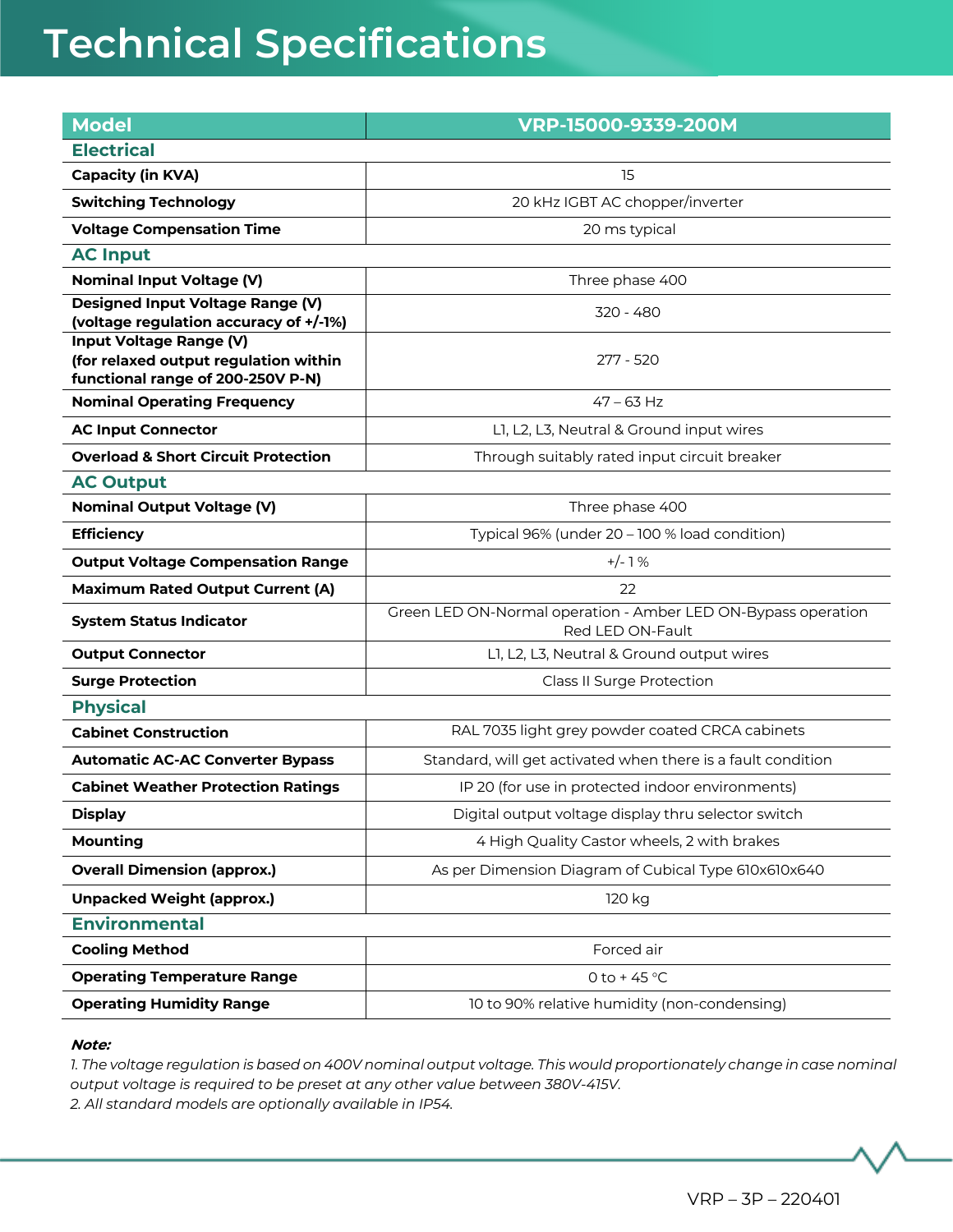# Technical Specifications

| Model | VRP-15000-9339-200M |
|---|---|
| **Electrical** | |
| **Capacity (in KVA)** | 15 |
| **Switching Technology** | 20 kHz IGBT AC chopper/inverter |
| **Voltage Compensation Time** | 20 ms typical |
| **AC Input** | |
| **Nominal Input Voltage (V)** | Three phase 400 |
| **Designed Input Voltage Range (V) (voltage regulation accuracy of +/-1%)** | 320 - 480 |
| **Input Voltage Range (V) (for relaxed output regulation within functional range of 200-250V P-N)** | 277 - 520 |
| **Nominal Operating Frequency** | 47 – 63 Hz |
| **AC Input Connector** | L1, L2, L3, Neutral & Ground input wires |
| **Overload & Short Circuit Protection** | Through suitably rated input circuit breaker |
| **AC Output** | |
| **Nominal Output Voltage (V)** | Three phase 400 |
| **Efficiency** | Typical 96% (under 20 – 100 % load condition) |
| **Output Voltage Compensation Range** | +/- 1 % |
| **Maximum Rated Output Current (A)** | 22 |
| **System Status Indicator** | Green LED ON-Normal operation - Amber LED ON-Bypass operation Red LED ON-Fault |
| **Output Connector** | L1, L2, L3, Neutral & Ground output wires |
| **Surge Protection** | Class II Surge Protection |
| **Physical** | |
| **Cabinet Construction** | RAL 7035 light grey powder coated CRCA cabinets |
| **Automatic AC-AC Converter Bypass** | Standard, will get activated when there is a fault condition |
| **Cabinet Weather Protection Ratings** | IP 20 (for use in protected indoor environments) |
| **Display** | Digital output voltage display thru selector switch |
| **Mounting** | 4 High Quality Castor wheels, 2 with brakes |
| **Overall Dimension (approx.)** | As per Dimension Diagram of Cubical Type 610x610x640 |
| **Unpacked Weight (approx.)** | 120 kg |
| **Environmental** | |
| **Cooling Method** | Forced air |
| **Operating Temperature Range** | 0 to + 45 °C |
| **Operating Humidity Range** | 10 to 90% relative humidity (non-condensing) |

***Note:***

*1. The voltage regulation is based on 400V nominal output voltage. This would proportionately change in case nominal output voltage is required to be preset at any other value between 380V-415V.*

*2. All standard models are optionally available in IP54.*

VRP – 3P – 220401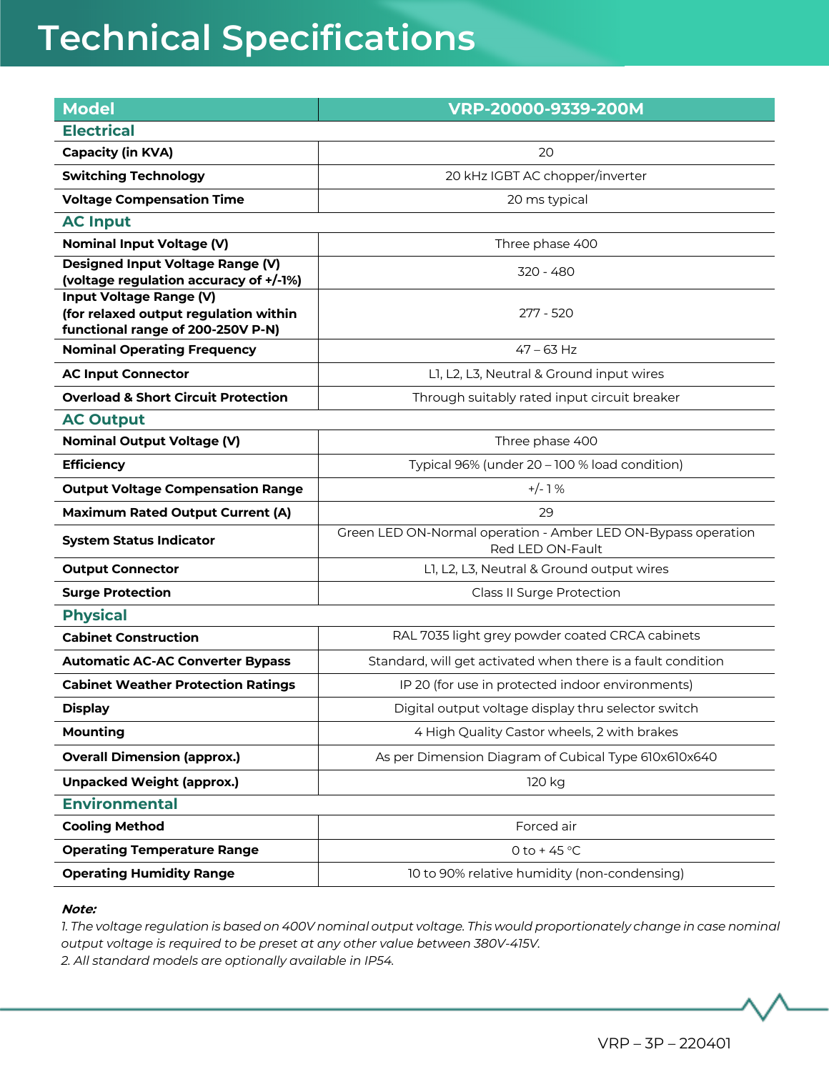# Technical Specifications

| Model | VRP-20000-9339-200M |
| --- | --- |
| **Electrical** | |
| **Capacity (in KVA)** | 20 |
| **Switching Technology** | 20 kHz IGBT AC chopper/inverter |
| **Voltage Compensation Time** | 20 ms typical |
| **AC Input** | |
| **Nominal Input Voltage (V)** | Three phase 400 |
| **Designed Input Voltage Range (V) (voltage regulation accuracy of +/-1%)** | 320 - 480 |
| **Input Voltage Range (V) (for relaxed output regulation within functional range of 200-250V P-N)** | 277 - 520 |
| **Nominal Operating Frequency** | 47 – 63 Hz |
| **AC Input Connector** | L1, L2, L3, Neutral & Ground input wires |
| **Overload & Short Circuit Protection** | Through suitably rated input circuit breaker |
| **AC Output** | |
| **Nominal Output Voltage (V)** | Three phase 400 |
| **Efficiency** | Typical 96% (under 20 – 100 % load condition) |
| **Output Voltage Compensation Range** | +/- 1 % |
| **Maximum Rated Output Current (A)** | 29 |
| **System Status Indicator** | Green LED ON-Normal operation - Amber LED ON-Bypass operation Red LED ON-Fault |
| **Output Connector** | L1, L2, L3, Neutral & Ground output wires |
| **Surge Protection** | Class II Surge Protection |
| **Physical** | |
| **Cabinet Construction** | RAL 7035 light grey powder coated CRCA cabinets |
| **Automatic AC-AC Converter Bypass** | Standard, will get activated when there is a fault condition |
| **Cabinet Weather Protection Ratings** | IP 20 (for use in protected indoor environments) |
| **Display** | Digital output voltage display thru selector switch |
| **Mounting** | 4 High Quality Castor wheels, 2 with brakes |
| **Overall Dimension (approx.)** | As per Dimension Diagram of Cubical Type 610x610x640 |
| **Unpacked Weight (approx.)** | 120 kg |
| **Environmental** | |
| **Cooling Method** | Forced air |
| **Operating Temperature Range** | 0 to + 45 °C |
| **Operating Humidity Range** | 10 to 90% relative humidity (non-condensing) |

***Note:***

*1. The voltage regulation is based on 400V nominal output voltage. This would proportionately change in case nominal output voltage is required to be preset at any other value between 380V-415V.*

*2. All standard models are optionally available in IP54.*

VRP – 3P – 220401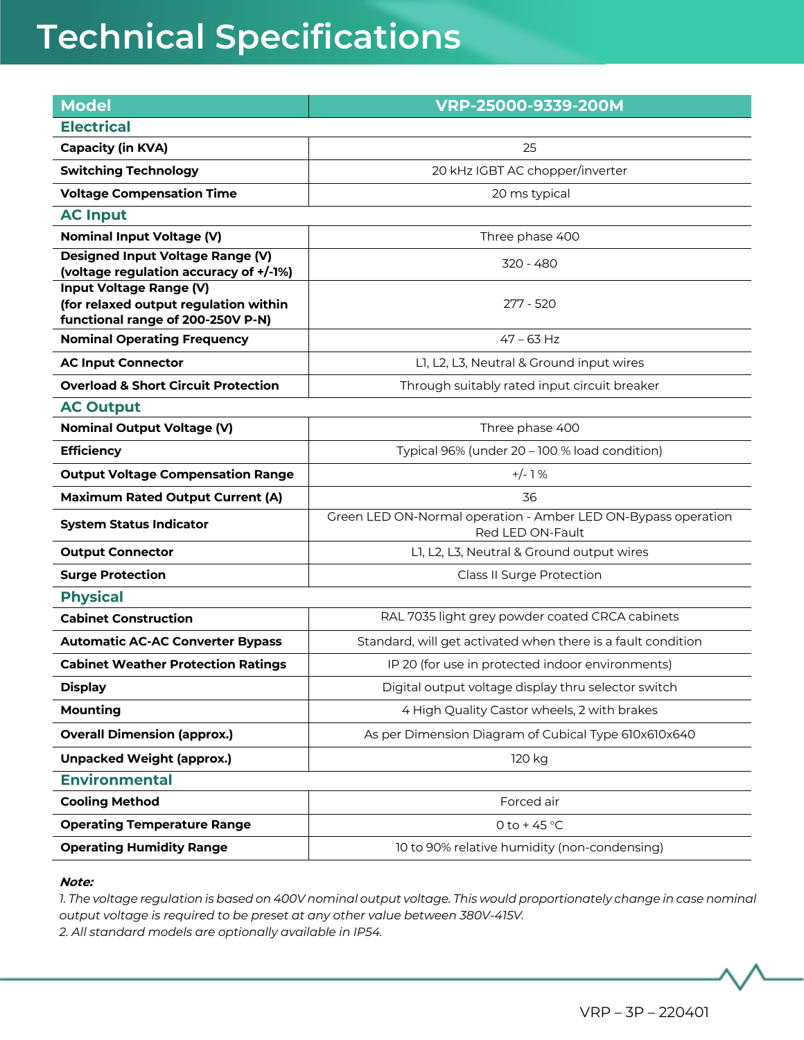# Technical Specifications

| Model | VRP-25000-9339-200M |
|---|---|
| **Electrical** | |
| **Capacity (in KVA)** | 25 |
| **Switching Technology** | 20 kHz IGBT AC chopper/inverter |
| **Voltage Compensation Time** | 20 ms typical |
| **AC Input** | |
| **Nominal Input Voltage (V)** | Three phase 400 |
| **Designed Input Voltage Range (V) (voltage regulation accuracy of +/-1%)** | 320 - 480 |
| **Input Voltage Range (V) (for relaxed output regulation within functional range of 200-250V P-N)** | 277 - 520 |
| **Nominal Operating Frequency** | 47 – 63 Hz |
| **AC Input Connector** | L1, L2, L3, Neutral & Ground input wires |
| **Overload & Short Circuit Protection** | Through suitably rated input circuit breaker |
| **AC Output** | |
| **Nominal Output Voltage (V)** | Three phase 400 |
| **Efficiency** | Typical 96% (under 20 – 100 % load condition) |
| **Output Voltage Compensation Range** | +/- 1 % |
| **Maximum Rated Output Current (A)** | 36 |
| **System Status Indicator** | Green LED ON-Normal operation - Amber LED ON-Bypass operation Red LED ON-Fault |
| **Output Connector** | L1, L2, L3, Neutral & Ground output wires |
| **Surge Protection** | Class II Surge Protection |
| **Physical** | |
| **Cabinet Construction** | RAL 7035 light grey powder coated CRCA cabinets |
| **Automatic AC-AC Converter Bypass** | Standard, will get activated when there is a fault condition |
| **Cabinet Weather Protection Ratings** | IP 20 (for use in protected indoor environments) |
| **Display** | Digital output voltage display thru selector switch |
| **Mounting** | 4 High Quality Castor wheels, 2 with brakes |
| **Overall Dimension (approx.)** | As per Dimension Diagram of Cubical Type 610x610x640 |
| **Unpacked Weight (approx.)** | 120 kg |
| **Environmental** | |
| **Cooling Method** | Forced air |
| **Operating Temperature Range** | 0 to + 45 °C |
| **Operating Humidity Range** | 10 to 90% relative humidity (non-condensing) |

***Note:***

*1. The voltage regulation is based on 400V nominal output voltage. This would proportionately change in case nominal output voltage is required to be preset at any other value between 380V-415V.*

*2. All standard models are optionally available in IP54.*

VRP – 3P – 220401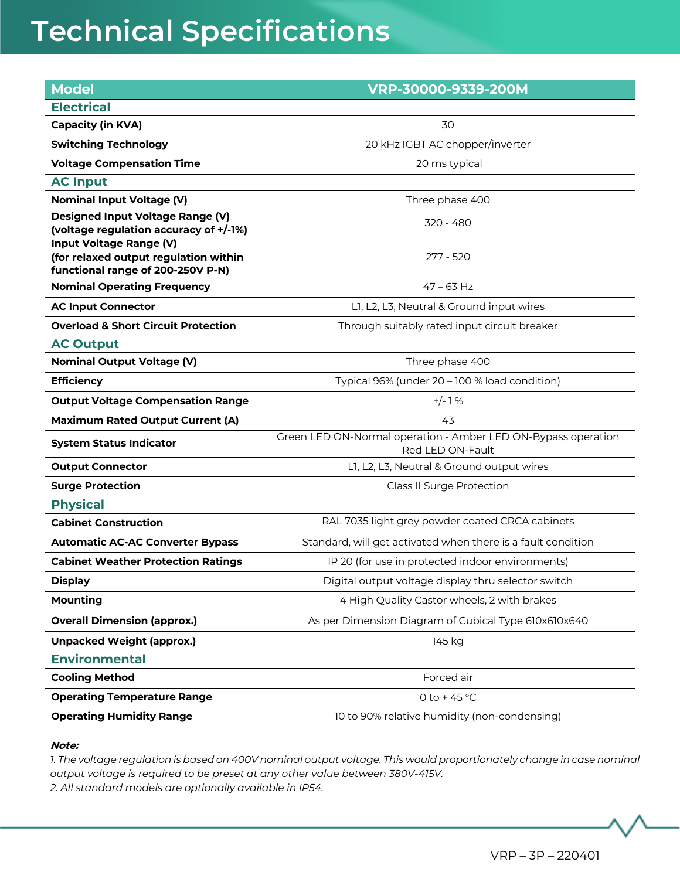# Technical Specifications

| Model | VRP-30000-9339-200M |
|---|---|
| **Electrical** | |
| **Capacity (in KVA)** | 30 |
| **Switching Technology** | 20 kHz IGBT AC chopper/inverter |
| **Voltage Compensation Time** | 20 ms typical |
| **AC Input** | |
| **Nominal Input Voltage (V)** | Three phase 400 |
| **Designed Input Voltage Range (V) (voltage regulation accuracy of +/-1%)** | 320 - 480 |
| **Input Voltage Range (V) (for relaxed output regulation within functional range of 200-250V P-N)** | 277 - 520 |
| **Nominal Operating Frequency** | 47 – 63 Hz |
| **AC Input Connector** | L1, L2, L3, Neutral & Ground input wires |
| **Overload & Short Circuit Protection** | Through suitably rated input circuit breaker |
| **AC Output** | |
| **Nominal Output Voltage (V)** | Three phase 400 |
| **Efficiency** | Typical 96% (under 20 – 100 % load condition) |
| **Output Voltage Compensation Range** | +/- 1 % |
| **Maximum Rated Output Current (A)** | 43 |
| **System Status Indicator** | Green LED ON-Normal operation - Amber LED ON-Bypass operation Red LED ON-Fault |
| **Output Connector** | L1, L2, L3, Neutral & Ground output wires |
| **Surge Protection** | Class II Surge Protection |
| **Physical** | |
| **Cabinet Construction** | RAL 7035 light grey powder coated CRCA cabinets |
| **Automatic AC-AC Converter Bypass** | Standard, will get activated when there is a fault condition |
| **Cabinet Weather Protection Ratings** | IP 20 (for use in protected indoor environments) |
| **Display** | Digital output voltage display thru selector switch |
| **Mounting** | 4 High Quality Castor wheels, 2 with brakes |
| **Overall Dimension (approx.)** | As per Dimension Diagram of Cubical Type 610x610x640 |
| **Unpacked Weight (approx.)** | 145 kg |
| **Environmental** | |
| **Cooling Method** | Forced air |
| **Operating Temperature Range** | 0 to + 45 °C |
| **Operating Humidity Range** | 10 to 90% relative humidity (non-condensing) |

***Note:***

*1. The voltage regulation is based on 400V nominal output voltage. This would proportionately change in case nominal output voltage is required to be preset at any other value between 380V-415V.*

*2. All standard models are optionally available in IP54.*

VRP – 3P – 220401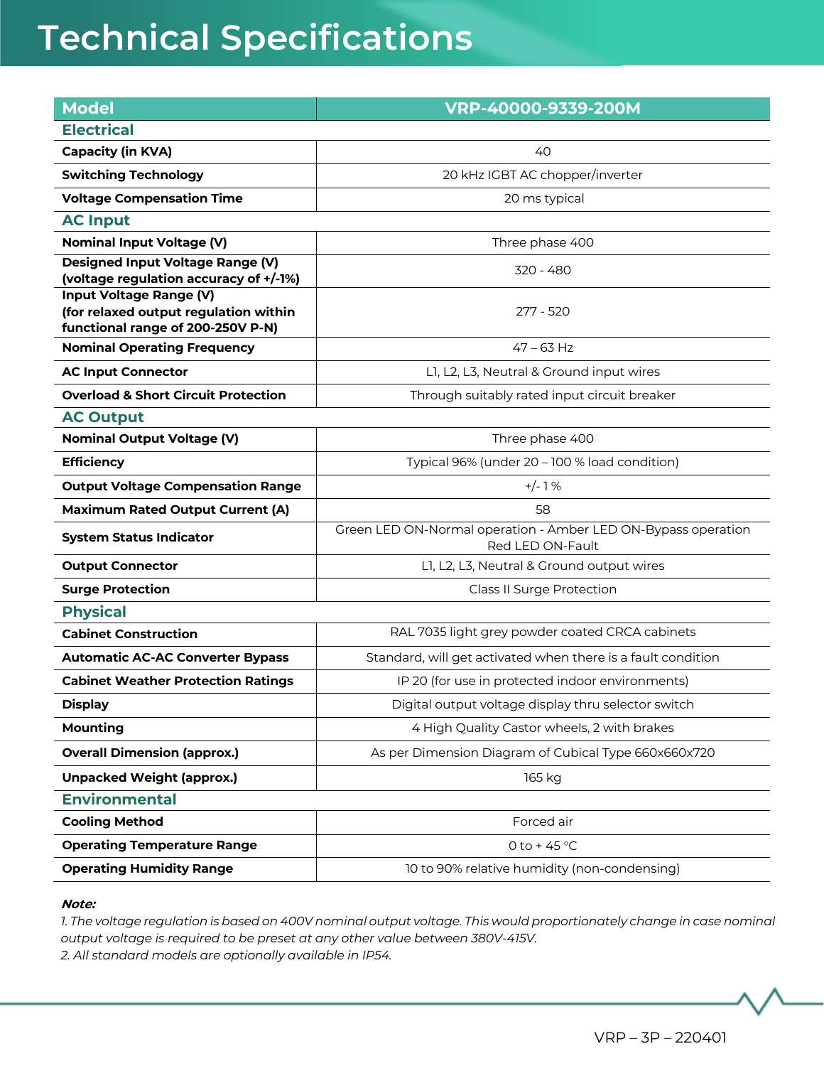# Technical Specifications

| Model | VRP-40000-9339-200M |
|---|---|
| **Electrical** | |
| **Capacity (in KVA)** | 40 |
| **Switching Technology** | 20 kHz IGBT AC chopper/inverter |
| **Voltage Compensation Time** | 20 ms typical |
| **AC Input** | |
| **Nominal Input Voltage (V)** | Three phase 400 |
| **Designed Input Voltage Range (V) (voltage regulation accuracy of +/-1%)** | 320 - 480 |
| **Input Voltage Range (V) (for relaxed output regulation within functional range of 200-250V P-N)** | 277 - 520 |
| **Nominal Operating Frequency** | 47 – 63 Hz |
| **AC Input Connector** | L1, L2, L3, Neutral & Ground input wires |
| **Overload & Short Circuit Protection** | Through suitably rated input circuit breaker |
| **AC Output** | |
| **Nominal Output Voltage (V)** | Three phase 400 |
| **Efficiency** | Typical 96% (under 20 – 100 % load condition) |
| **Output Voltage Compensation Range** | +/- 1 % |
| **Maximum Rated Output Current (A)** | 58 |
| **System Status Indicator** | Green LED ON-Normal operation - Amber LED ON-Bypass operation Red LED ON-Fault |
| **Output Connector** | L1, L2, L3, Neutral & Ground output wires |
| **Surge Protection** | Class II Surge Protection |
| **Physical** | |
| **Cabinet Construction** | RAL 7035 light grey powder coated CRCA cabinets |
| **Automatic AC-AC Converter Bypass** | Standard, will get activated when there is a fault condition |
| **Cabinet Weather Protection Ratings** | IP 20 (for use in protected indoor environments) |
| **Display** | Digital output voltage display thru selector switch |
| **Mounting** | 4 High Quality Castor wheels, 2 with brakes |
| **Overall Dimension (approx.)** | As per Dimension Diagram of Cubical Type 660x660x720 |
| **Unpacked Weight (approx.)** | 165 kg |
| **Environmental** | |
| **Cooling Method** | Forced air |
| **Operating Temperature Range** | 0 to + 45 °C |
| **Operating Humidity Range** | 10 to 90% relative humidity (non-condensing) |

***Note:***

*1. The voltage regulation is based on 400V nominal output voltage. This would proportionately change in case nominal output voltage is required to be preset at any other value between 380V-415V.*

*2. All standard models are optionally available in IP54.*

VRP – 3P – 220401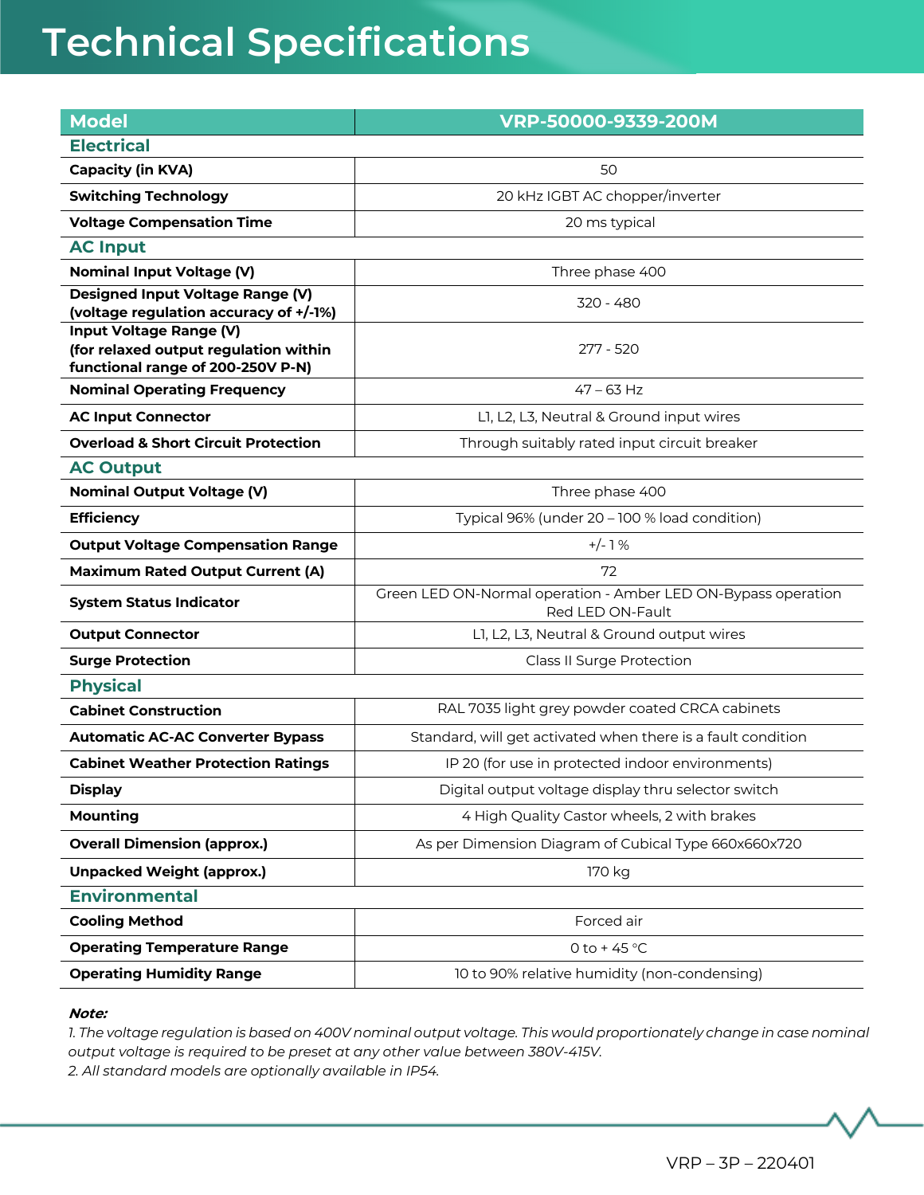# Technical Specifications

| Model | VRP-50000-9339-200M |
|---|---|
| **Electrical** | |
| **Capacity (in KVA)** | 50 |
| **Switching Technology** | 20 kHz IGBT AC chopper/inverter |
| **Voltage Compensation Time** | 20 ms typical |
| **AC Input** | |
| **Nominal Input Voltage (V)** | Three phase 400 |
| **Designed Input Voltage Range (V) (voltage regulation accuracy of +/-1%)** | 320 - 480 |
| **Input Voltage Range (V) (for relaxed output regulation within functional range of 200-250V P-N)** | 277 - 520 |
| **Nominal Operating Frequency** | 47 – 63 Hz |
| **AC Input Connector** | L1, L2, L3, Neutral & Ground input wires |
| **Overload & Short Circuit Protection** | Through suitably rated input circuit breaker |
| **AC Output** | |
| **Nominal Output Voltage (V)** | Three phase 400 |
| **Efficiency** | Typical 96% (under 20 – 100 % load condition) |
| **Output Voltage Compensation Range** | +/- 1 % |
| **Maximum Rated Output Current (A)** | 72 |
| **System Status Indicator** | Green LED ON-Normal operation - Amber LED ON-Bypass operation Red LED ON-Fault |
| **Output Connector** | L1, L2, L3, Neutral & Ground output wires |
| **Surge Protection** | Class II Surge Protection |
| **Physical** | |
| **Cabinet Construction** | RAL 7035 light grey powder coated CRCA cabinets |
| **Automatic AC-AC Converter Bypass** | Standard, will get activated when there is a fault condition |
| **Cabinet Weather Protection Ratings** | IP 20 (for use in protected indoor environments) |
| **Display** | Digital output voltage display thru selector switch |
| **Mounting** | 4 High Quality Castor wheels, 2 with brakes |
| **Overall Dimension (approx.)** | As per Dimension Diagram of Cubical Type 660x660x720 |
| **Unpacked Weight (approx.)** | 170 kg |
| **Environmental** | |
| **Cooling Method** | Forced air |
| **Operating Temperature Range** | 0 to + 45 °C |
| **Operating Humidity Range** | 10 to 90% relative humidity (non-condensing) |

***Note:***

*1. The voltage regulation is based on 400V nominal output voltage. This would proportionately change in case nominal output voltage is required to be preset at any other value between 380V-415V.*
*2. All standard models are optionally available in IP54.*

VRP – 3P – 220401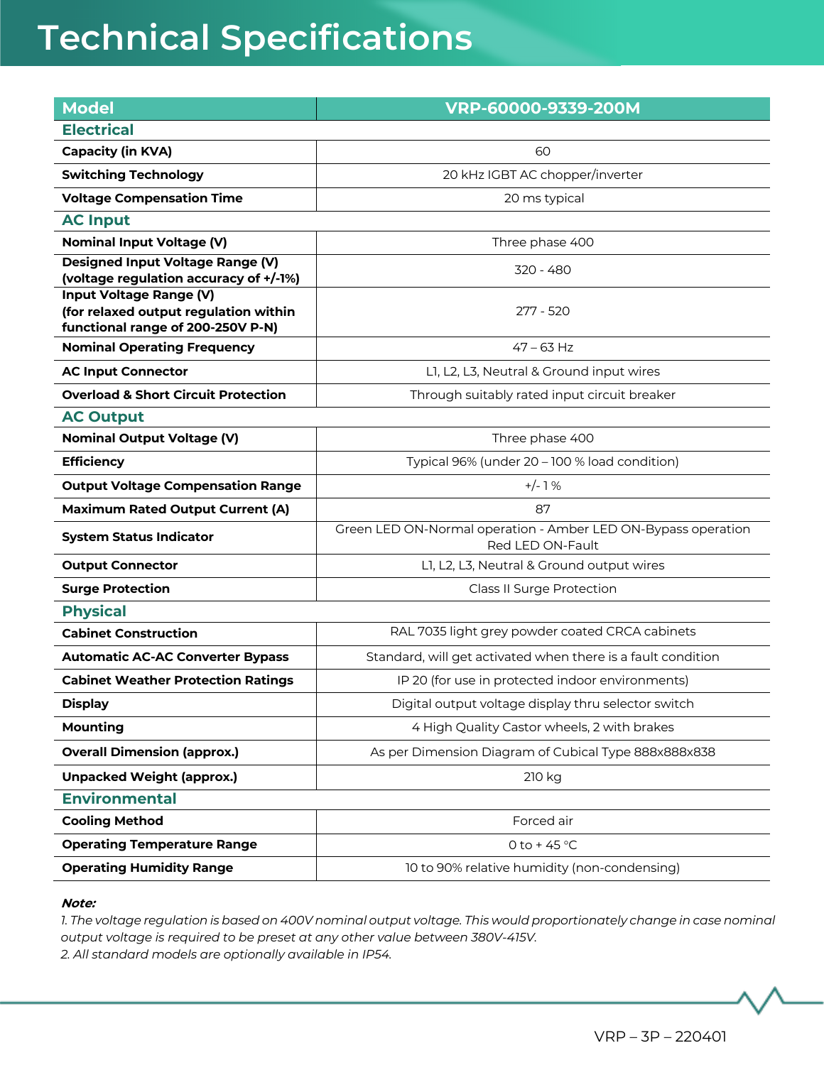# Technical Specifications

| Model | VRP-60000-9339-200M |
|---|---|
| **Electrical** | |
| **Capacity (in KVA)** | 60 |
| **Switching Technology** | 20 kHz IGBT AC chopper/inverter |
| **Voltage Compensation Time** | 20 ms typical |
| **AC Input** | |
| **Nominal Input Voltage (V)** | Three phase 400 |
| **Designed Input Voltage Range (V) (voltage regulation accuracy of +/-1%)** | 320 - 480 |
| **Input Voltage Range (V) (for relaxed output regulation within functional range of 200-250V P-N)** | 277 - 520 |
| **Nominal Operating Frequency** | 47 – 63 Hz |
| **AC Input Connector** | L1, L2, L3, Neutral & Ground input wires |
| **Overload & Short Circuit Protection** | Through suitably rated input circuit breaker |
| **AC Output** | |
| **Nominal Output Voltage (V)** | Three phase 400 |
| **Efficiency** | Typical 96% (under 20 – 100 % load condition) |
| **Output Voltage Compensation Range** | +/- 1 % |
| **Maximum Rated Output Current (A)** | 87 |
| **System Status Indicator** | Green LED ON-Normal operation - Amber LED ON-Bypass operation Red LED ON-Fault |
| **Output Connector** | L1, L2, L3, Neutral & Ground output wires |
| **Surge Protection** | Class II Surge Protection |
| **Physical** | |
| **Cabinet Construction** | RAL 7035 light grey powder coated CRCA cabinets |
| **Automatic AC-AC Converter Bypass** | Standard, will get activated when there is a fault condition |
| **Cabinet Weather Protection Ratings** | IP 20 (for use in protected indoor environments) |
| **Display** | Digital output voltage display thru selector switch |
| **Mounting** | 4 High Quality Castor wheels, 2 with brakes |
| **Overall Dimension (approx.)** | As per Dimension Diagram of Cubical Type 888x888x838 |
| **Unpacked Weight (approx.)** | 210 kg |
| **Environmental** | |
| **Cooling Method** | Forced air |
| **Operating Temperature Range** | 0 to + 45 °C |
| **Operating Humidity Range** | 10 to 90% relative humidity (non-condensing) |

***Note:***

*1. The voltage regulation is based on 400V nominal output voltage. This would proportionately change in case nominal output voltage is required to be preset at any other value between 380V-415V.*

*2. All standard models are optionally available in IP54.*

VRP – 3P – 220401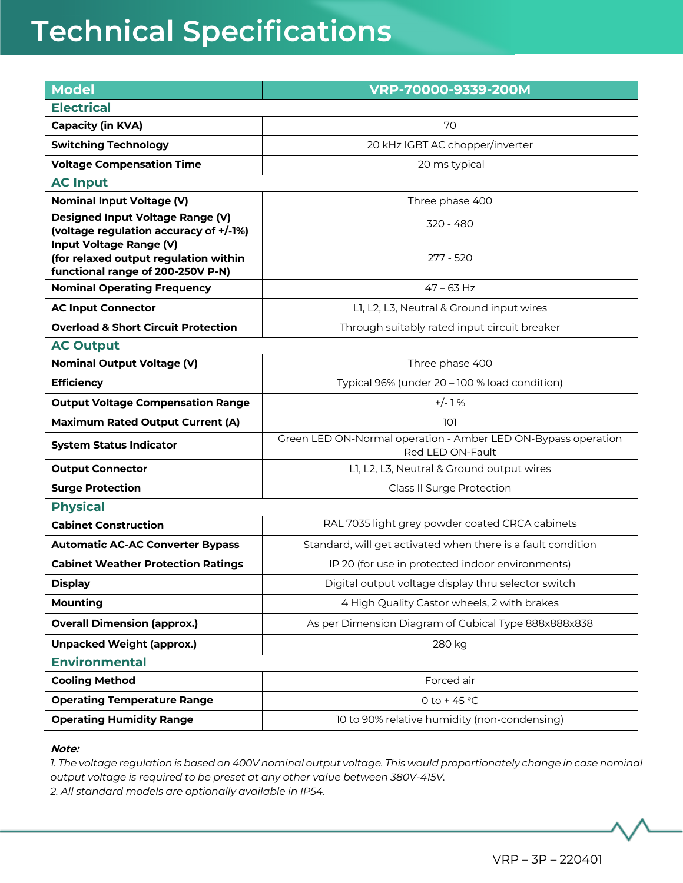# Technical Specifications

| Model | VRP-70000-9339-200M |
|---|---|
| **Electrical** | |
| **Capacity (in KVA)** | 70 |
| **Switching Technology** | 20 kHz IGBT AC chopper/inverter |
| **Voltage Compensation Time** | 20 ms typical |
| **AC Input** | |
| **Nominal Input Voltage (V)** | Three phase 400 |
| **Designed Input Voltage Range (V) (voltage regulation accuracy of +/-1%)** | 320 - 480 |
| **Input Voltage Range (V) (for relaxed output regulation within functional range of 200-250V P-N)** | 277 - 520 |
| **Nominal Operating Frequency** | 47 – 63 Hz |
| **AC Input Connector** | L1, L2, L3, Neutral & Ground input wires |
| **Overload & Short Circuit Protection** | Through suitably rated input circuit breaker |
| **AC Output** | |
| **Nominal Output Voltage (V)** | Three phase 400 |
| **Efficiency** | Typical 96% (under 20 – 100 % load condition) |
| **Output Voltage Compensation Range** | +/- 1 % |
| **Maximum Rated Output Current (A)** | 101 |
| **System Status Indicator** | Green LED ON-Normal operation - Amber LED ON-Bypass operation Red LED ON-Fault |
| **Output Connector** | L1, L2, L3, Neutral & Ground output wires |
| **Surge Protection** | Class II Surge Protection |
| **Physical** | |
| **Cabinet Construction** | RAL 7035 light grey powder coated CRCA cabinets |
| **Automatic AC-AC Converter Bypass** | Standard, will get activated when there is a fault condition |
| **Cabinet Weather Protection Ratings** | IP 20 (for use in protected indoor environments) |
| **Display** | Digital output voltage display thru selector switch |
| **Mounting** | 4 High Quality Castor wheels, 2 with brakes |
| **Overall Dimension (approx.)** | As per Dimension Diagram of Cubical Type 888x888x838 |
| **Unpacked Weight (approx.)** | 280 kg |
| **Environmental** | |
| **Cooling Method** | Forced air |
| **Operating Temperature Range** | 0 to + 45 °C |
| **Operating Humidity Range** | 10 to 90% relative humidity (non-condensing) |

***Note:***

*1. The voltage regulation is based on 400V nominal output voltage. This would proportionately change in case nominal output voltage is required to be preset at any other value between 380V-415V.*

*2. All standard models are optionally available in IP54.*

VRP – 3P – 220401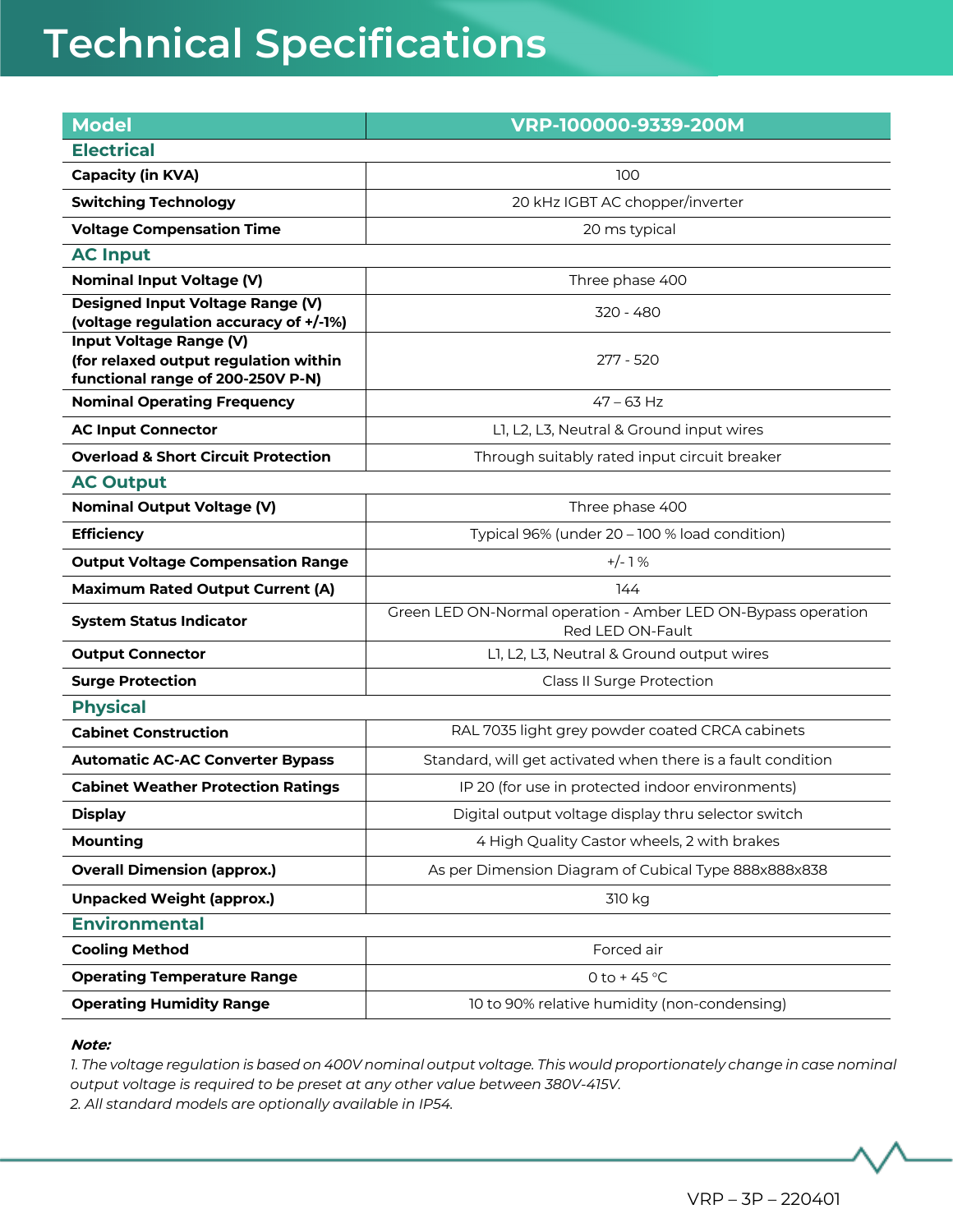# Technical Specifications

| Model | VRP-100000-9339-200M |
|---|---|
| **Electrical** | |
| **Capacity (in KVA)** | 100 |
| **Switching Technology** | 20 kHz IGBT AC chopper/inverter |
| **Voltage Compensation Time** | 20 ms typical |
| **AC Input** | |
| **Nominal Input Voltage (V)** | Three phase 400 |
| **Designed Input Voltage Range (V) (voltage regulation accuracy of +/-1%)** | 320 - 480 |
| **Input Voltage Range (V) (for relaxed output regulation within functional range of 200-250V P-N)** | 277 - 520 |
| **Nominal Operating Frequency** | 47 – 63 Hz |
| **AC Input Connector** | L1, L2, L3, Neutral & Ground input wires |
| **Overload & Short Circuit Protection** | Through suitably rated input circuit breaker |
| **AC Output** | |
| **Nominal Output Voltage (V)** | Three phase 400 |
| **Efficiency** | Typical 96% (under 20 – 100 % load condition) |
| **Output Voltage Compensation Range** | +/- 1 % |
| **Maximum Rated Output Current (A)** | 144 |
| **System Status Indicator** | Green LED ON-Normal operation - Amber LED ON-Bypass operation Red LED ON-Fault |
| **Output Connector** | L1, L2, L3, Neutral & Ground output wires |
| **Surge Protection** | Class II Surge Protection |
| **Physical** | |
| **Cabinet Construction** | RAL 7035 light grey powder coated CRCA cabinets |
| **Automatic AC-AC Converter Bypass** | Standard, will get activated when there is a fault condition |
| **Cabinet Weather Protection Ratings** | IP 20 (for use in protected indoor environments) |
| **Display** | Digital output voltage display thru selector switch |
| **Mounting** | 4 High Quality Castor wheels, 2 with brakes |
| **Overall Dimension (approx.)** | As per Dimension Diagram of Cubical Type 888x888x838 |
| **Unpacked Weight (approx.)** | 310 kg |
| **Environmental** | |
| **Cooling Method** | Forced air |
| **Operating Temperature Range** | 0 to + 45 °C |
| **Operating Humidity Range** | 10 to 90% relative humidity (non-condensing) |

***Note:***

*1. The voltage regulation is based on 400V nominal output voltage. This would proportionately change in case nominal output voltage is required to be preset at any other value between 380V-415V.*

*2. All standard models are optionally available in IP54.*

VRP – 3P – 220401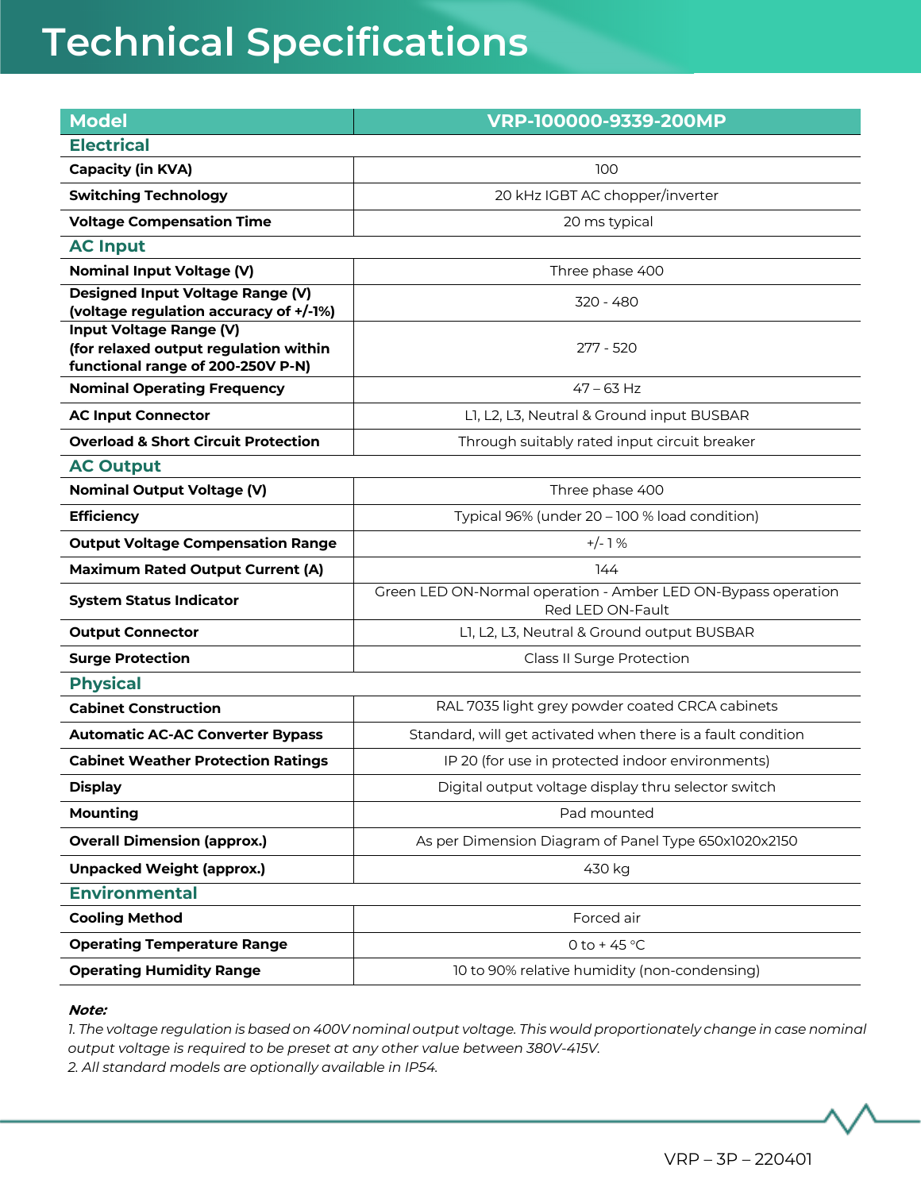# Technical Specifications

| Model | VRP-100000-9339-200MP |
|---|---|
| **Electrical** | |
| **Capacity (in KVA)** | 100 |
| **Switching Technology** | 20 kHz IGBT AC chopper/inverter |
| **Voltage Compensation Time** | 20 ms typical |
| **AC Input** | |
| **Nominal Input Voltage (V)** | Three phase 400 |
| **Designed Input Voltage Range (V) (voltage regulation accuracy of +/-1%)** | 320 - 480 |
| **Input Voltage Range (V) (for relaxed output regulation within functional range of 200-250V P-N)** | 277 - 520 |
| **Nominal Operating Frequency** | 47 – 63 Hz |
| **AC Input Connector** | L1, L2, L3, Neutral & Ground input BUSBAR |
| **Overload & Short Circuit Protection** | Through suitably rated input circuit breaker |
| **AC Output** | |
| **Nominal Output Voltage (V)** | Three phase 400 |
| **Efficiency** | Typical 96% (under 20 – 100 % load condition) |
| **Output Voltage Compensation Range** | +/- 1 % |
| **Maximum Rated Output Current (A)** | 144 |
| **System Status Indicator** | Green LED ON-Normal operation - Amber LED ON-Bypass operation Red LED ON-Fault |
| **Output Connector** | L1, L2, L3, Neutral & Ground output BUSBAR |
| **Surge Protection** | Class II Surge Protection |
| **Physical** | |
| **Cabinet Construction** | RAL 7035 light grey powder coated CRCA cabinets |
| **Automatic AC-AC Converter Bypass** | Standard, will get activated when there is a fault condition |
| **Cabinet Weather Protection Ratings** | IP 20 (for use in protected indoor environments) |
| **Display** | Digital output voltage display thru selector switch |
| **Mounting** | Pad mounted |
| **Overall Dimension (approx.)** | As per Dimension Diagram of Panel Type 650x1020x2150 |
| **Unpacked Weight (approx.)** | 430 kg |
| **Environmental** | |
| **Cooling Method** | Forced air |
| **Operating Temperature Range** | 0 to + 45 °C |
| **Operating Humidity Range** | 10 to 90% relative humidity (non-condensing) |

***Note:***

*1. The voltage regulation is based on 400V nominal output voltage. This would proportionately change in case nominal output voltage is required to be preset at any other value between 380V-415V.*

*2. All standard models are optionally available in IP54.*

VRP – 3P – 220401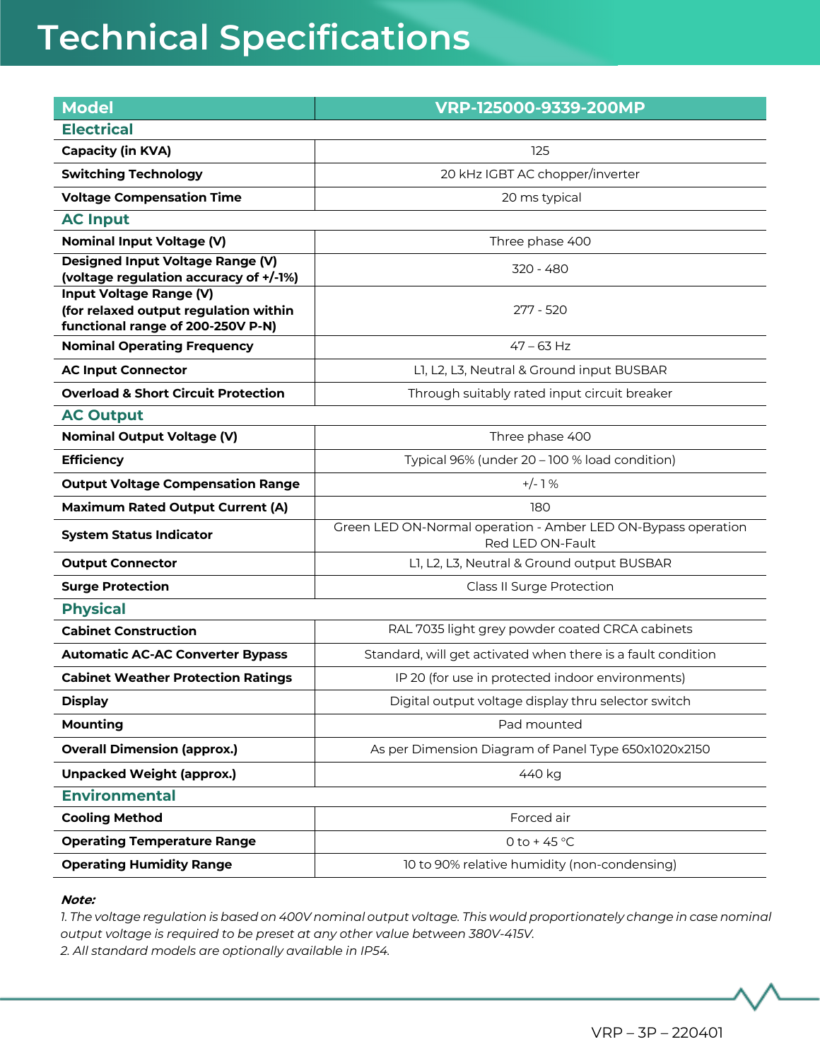# Technical Specifications

| Model | VRP-125000-9339-200MP |
|---|---|
| **Electrical** | |
| **Capacity (in KVA)** | 125 |
| **Switching Technology** | 20 kHz IGBT AC chopper/inverter |
| **Voltage Compensation Time** | 20 ms typical |
| **AC Input** | |
| **Nominal Input Voltage (V)** | Three phase 400 |
| **Designed Input Voltage Range (V) (voltage regulation accuracy of +/-1%)** | 320 - 480 |
| **Input Voltage Range (V) (for relaxed output regulation within functional range of 200-250V P-N)** | 277 - 520 |
| **Nominal Operating Frequency** | 47 – 63 Hz |
| **AC Input Connector** | L1, L2, L3, Neutral & Ground input BUSBAR |
| **Overload & Short Circuit Protection** | Through suitably rated input circuit breaker |
| **AC Output** | |
| **Nominal Output Voltage (V)** | Three phase 400 |
| **Efficiency** | Typical 96% (under 20 – 100 % load condition) |
| **Output Voltage Compensation Range** | +/- 1 % |
| **Maximum Rated Output Current (A)** | 180 |
| **System Status Indicator** | Green LED ON-Normal operation - Amber LED ON-Bypass operation Red LED ON-Fault |
| **Output Connector** | L1, L2, L3, Neutral & Ground output BUSBAR |
| **Surge Protection** | Class II Surge Protection |
| **Physical** | |
| **Cabinet Construction** | RAL 7035 light grey powder coated CRCA cabinets |
| **Automatic AC-AC Converter Bypass** | Standard, will get activated when there is a fault condition |
| **Cabinet Weather Protection Ratings** | IP 20 (for use in protected indoor environments) |
| **Display** | Digital output voltage display thru selector switch |
| **Mounting** | Pad mounted |
| **Overall Dimension (approx.)** | As per Dimension Diagram of Panel Type 650x1020x2150 |
| **Unpacked Weight (approx.)** | 440 kg |
| **Environmental** | |
| **Cooling Method** | Forced air |
| **Operating Temperature Range** | 0 to + 45 °C |
| **Operating Humidity Range** | 10 to 90% relative humidity (non-condensing) |

***Note:***

*1. The voltage regulation is based on 400V nominal output voltage. This would proportionately change in case nominal output voltage is required to be preset at any other value between 380V-415V.*

*2. All standard models are optionally available in IP54.*

VRP – 3P – 220401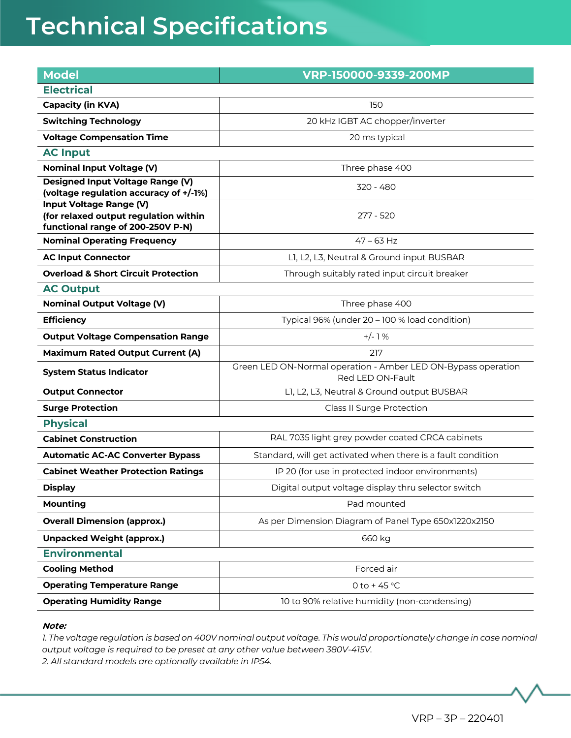# Technical Specifications

| Model | VRP-150000-9339-200MP |
|---|---|
| **Electrical** | |
| **Capacity (in KVA)** | 150 |
| **Switching Technology** | 20 kHz IGBT AC chopper/inverter |
| **Voltage Compensation Time** | 20 ms typical |
| **AC Input** | |
| **Nominal Input Voltage (V)** | Three phase 400 |
| **Designed Input Voltage Range (V) (voltage regulation accuracy of +/-1%)** | 320 - 480 |
| **Input Voltage Range (V) (for relaxed output regulation within functional range of 200-250V P-N)** | 277 - 520 |
| **Nominal Operating Frequency** | 47 – 63 Hz |
| **AC Input Connector** | L1, L2, L3, Neutral & Ground input BUSBAR |
| **Overload & Short Circuit Protection** | Through suitably rated input circuit breaker |
| **AC Output** | |
| **Nominal Output Voltage (V)** | Three phase 400 |
| **Efficiency** | Typical 96% (under 20 – 100 % load condition) |
| **Output Voltage Compensation Range** | +/- 1 % |
| **Maximum Rated Output Current (A)** | 217 |
| **System Status Indicator** | Green LED ON-Normal operation - Amber LED ON-Bypass operation Red LED ON-Fault |
| **Output Connector** | L1, L2, L3, Neutral & Ground output BUSBAR |
| **Surge Protection** | Class II Surge Protection |
| **Physical** | |
| **Cabinet Construction** | RAL 7035 light grey powder coated CRCA cabinets |
| **Automatic AC-AC Converter Bypass** | Standard, will get activated when there is a fault condition |
| **Cabinet Weather Protection Ratings** | IP 20 (for use in protected indoor environments) |
| **Display** | Digital output voltage display thru selector switch |
| **Mounting** | Pad mounted |
| **Overall Dimension (approx.)** | As per Dimension Diagram of Panel Type 650x1220x2150 |
| **Unpacked Weight (approx.)** | 660 kg |
| **Environmental** | |
| **Cooling Method** | Forced air |
| **Operating Temperature Range** | 0 to + 45 °C |
| **Operating Humidity Range** | 10 to 90% relative humidity (non-condensing) |

***Note:***

*1. The voltage regulation is based on 400V nominal output voltage. This would proportionately change in case nominal output voltage is required to be preset at any other value between 380V-415V.*

*2. All standard models are optionally available in IP54.*

VRP – 3P – 220401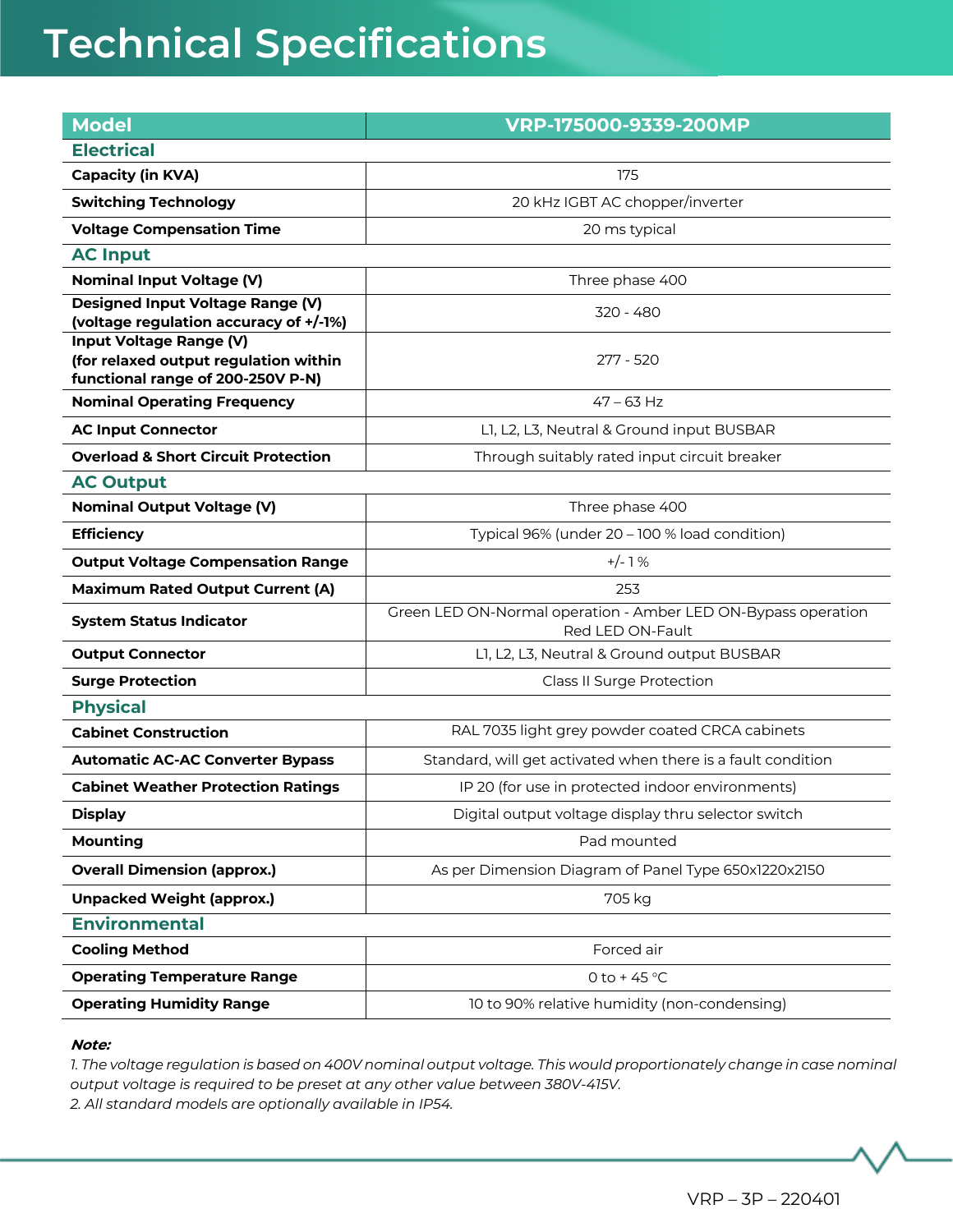# Technical Specifications

| Model | VRP-175000-9339-200MP |
|---|---|
| **Electrical** | |
| **Capacity (in KVA)** | 175 |
| **Switching Technology** | 20 kHz IGBT AC chopper/inverter |
| **Voltage Compensation Time** | 20 ms typical |
| **AC Input** | |
| **Nominal Input Voltage (V)** | Three phase 400 |
| **Designed Input Voltage Range (V) (voltage regulation accuracy of +/-1%)** | 320 - 480 |
| **Input Voltage Range (V) (for relaxed output regulation within functional range of 200-250V P-N)** | 277 - 520 |
| **Nominal Operating Frequency** | 47 – 63 Hz |
| **AC Input Connector** | L1, L2, L3, Neutral & Ground input BUSBAR |
| **Overload & Short Circuit Protection** | Through suitably rated input circuit breaker |
| **AC Output** | |
| **Nominal Output Voltage (V)** | Three phase 400 |
| **Efficiency** | Typical 96% (under 20 – 100 % load condition) |
| **Output Voltage Compensation Range** | +/- 1 % |
| **Maximum Rated Output Current (A)** | 253 |
| **System Status Indicator** | Green LED ON-Normal operation - Amber LED ON-Bypass operation Red LED ON-Fault |
| **Output Connector** | L1, L2, L3, Neutral & Ground output BUSBAR |
| **Surge Protection** | Class II Surge Protection |
| **Physical** | |
| **Cabinet Construction** | RAL 7035 light grey powder coated CRCA cabinets |
| **Automatic AC-AC Converter Bypass** | Standard, will get activated when there is a fault condition |
| **Cabinet Weather Protection Ratings** | IP 20 (for use in protected indoor environments) |
| **Display** | Digital output voltage display thru selector switch |
| **Mounting** | Pad mounted |
| **Overall Dimension (approx.)** | As per Dimension Diagram of Panel Type 650x1220x2150 |
| **Unpacked Weight (approx.)** | 705 kg |
| **Environmental** | |
| **Cooling Method** | Forced air |
| **Operating Temperature Range** | 0 to + 45 °C |
| **Operating Humidity Range** | 10 to 90% relative humidity (non-condensing) |

***Note:***

*1. The voltage regulation is based on 400V nominal output voltage. This would proportionately change in case nominal output voltage is required to be preset at any other value between 380V-415V.*

*2. All standard models are optionally available in IP54.*

VRP – 3P – 220401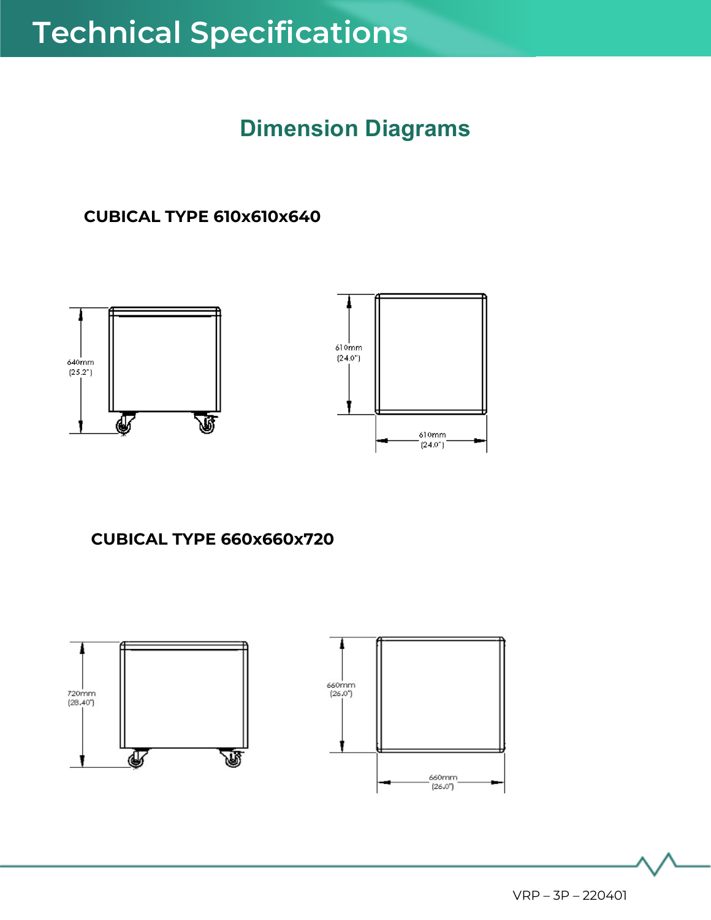# Technical Specifications

## Dimension Diagrams

**CUBICAL TYPE 610x610x640**

640mm (25.2")

610mm (24.0")

610mm (24.0")

**CUBICAL TYPE 660x660x720**

720mm (28.40")

660mm (26.0")

660mm (26.0")

VRP – 3P – 220401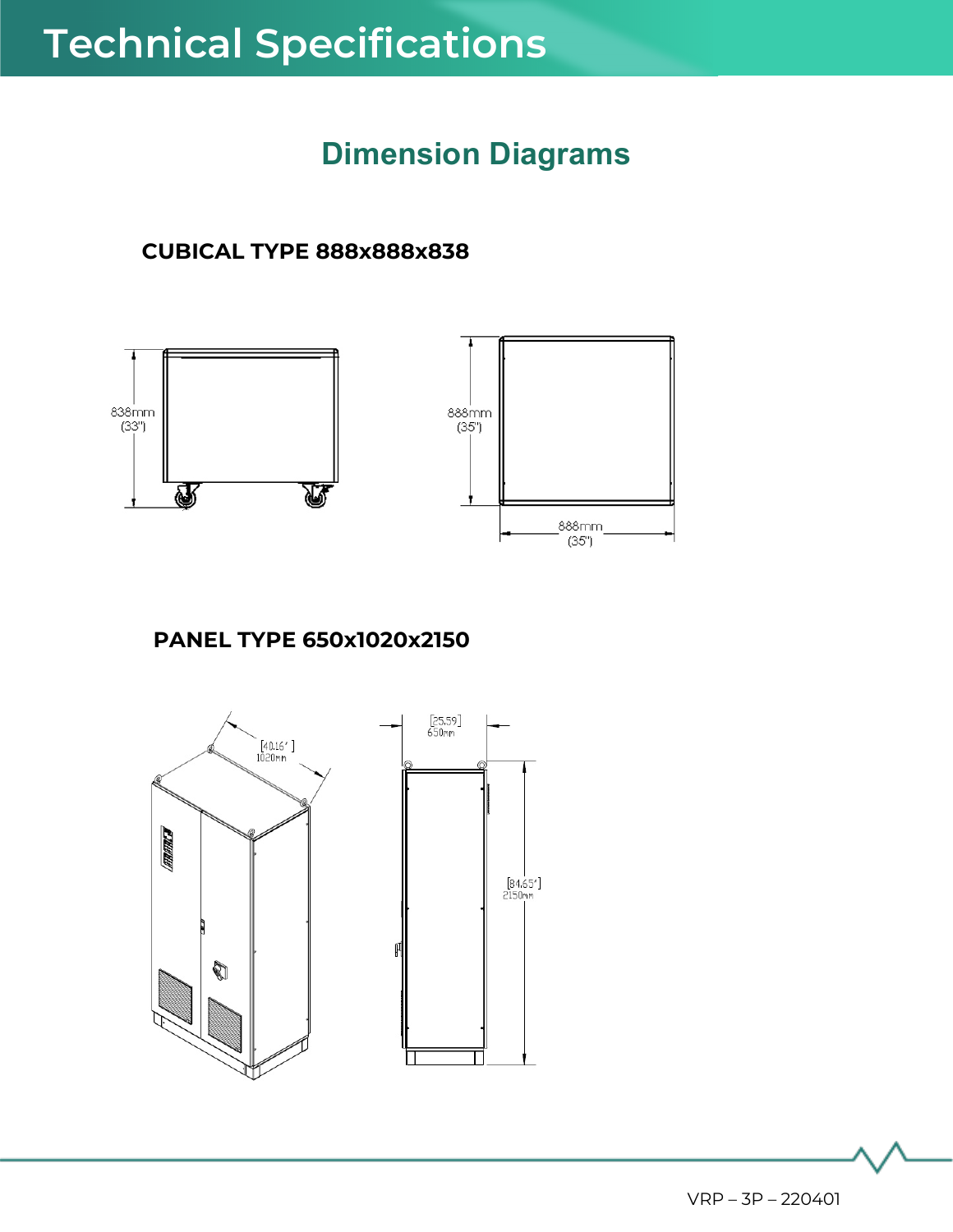# Technical Specifications

## Dimension Diagrams

### CUBICAL TYPE 888x888x838

838mm (33")

888mm (35")

888mm (35")

### PANEL TYPE 650x1020x2150

[40.16'] 1020mm

[25.59] 650mm

[84.65'] 2150mm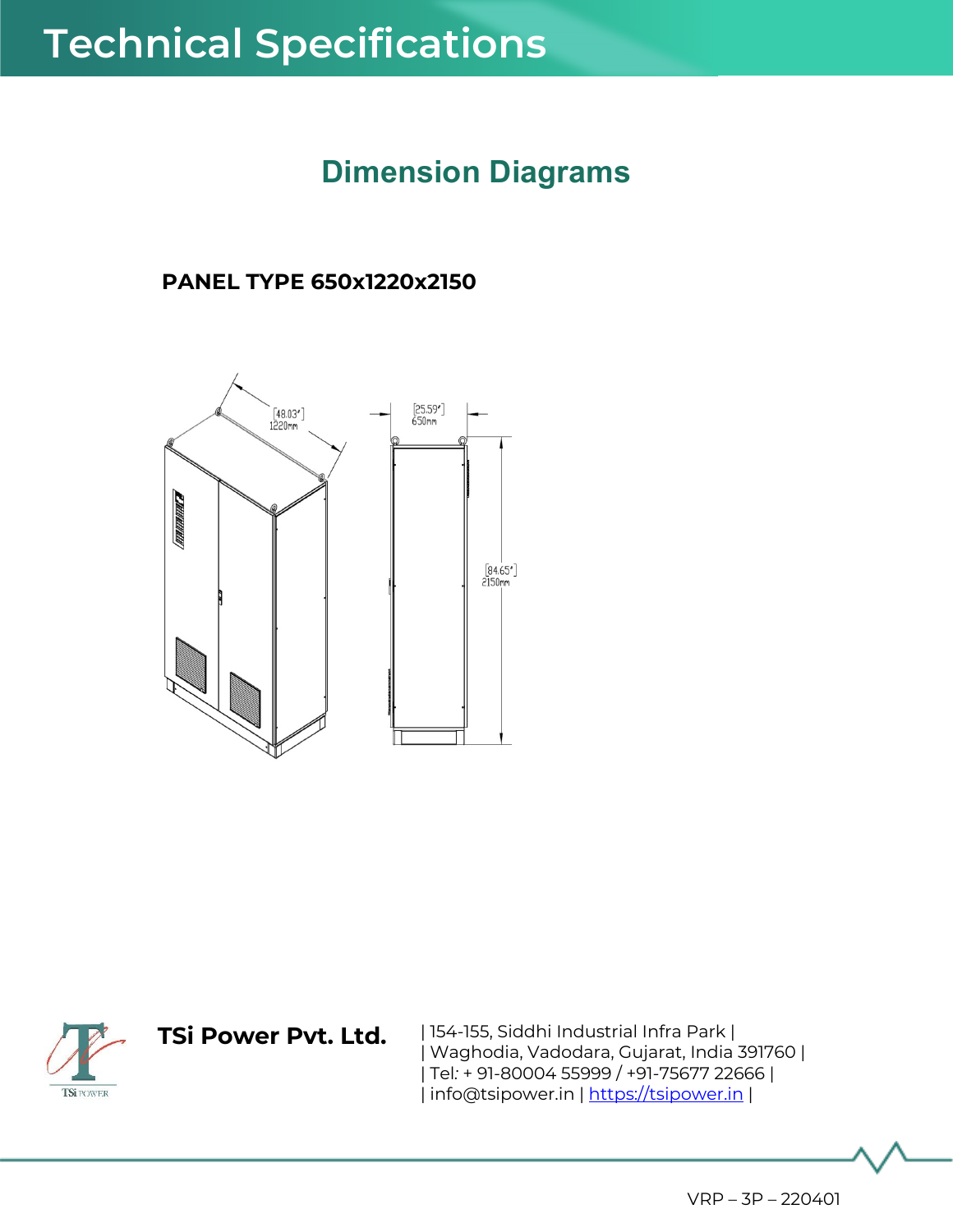# Technical Specifications

## Dimension Diagrams

**PANEL TYPE 650x1220x2150**

[48.03"]
1220mm

[25.59"]
650mm

[84.65"]
2150mm

**TSi Power Pvt. Ltd.**

| 154-155, Siddhi Industrial Infra Park |
| Waghodia, Vadodara, Gujarat, India 391760 |
| Tel: + 91-80004 55999 / +91-75677 22666 |
| info@tsipower.in | https://tsipower.in |

VRP – 3P – 220401